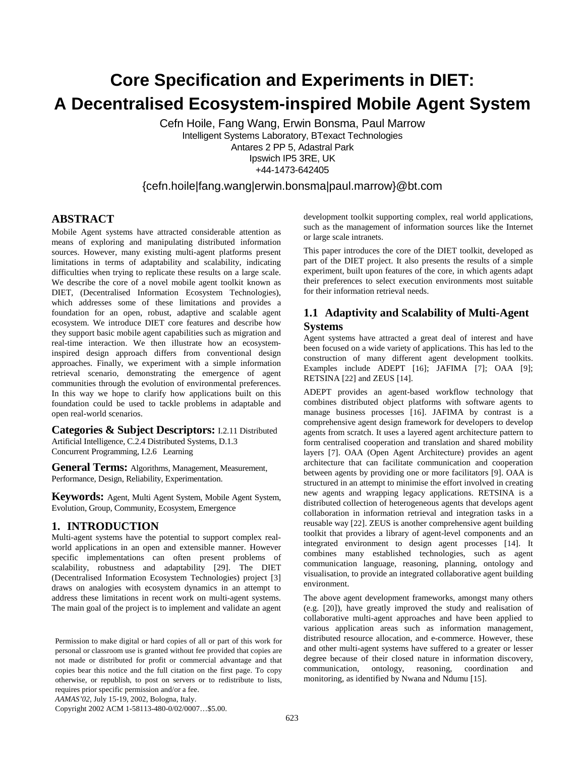# Core Specification and Experiments in DIET: A Decentralised Ecosystem-inspired Mobile Agent System

Cefn Hoile, Fang Wang, Erwin Bonsma, Paul Marrow
Intelligent Systems Laboratory, BTexact Technologies
Antares 2 PP 5, Adastral Park
Ipswich IP5 3RE, UK
+44-1473-642405

{cefn.hoile|fang.wang|erwin.bonsma|paul.marrow}@bt.com

## ABSTRACT

Mobile Agent systems have attracted considerable attention as means of exploring and manipulating distributed information sources. However, many existing multi-agent platforms present limitations in terms of adaptability and scalability, indicating difficulties when trying to replicate these results on a large scale. We describe the core of a novel mobile agent toolkit known as DIET, (Decentralised Information Ecosystem Technologies), which addresses some of these limitations and provides a foundation for an open, robust, adaptive and scalable agent ecosystem. We introduce DIET core features and describe how they support basic mobile agent capabilities such as migration and real-time interaction. We then illustrate how an ecosystem-inspired design approach differs from conventional design approaches. Finally, we experiment with a simple information retrieval scenario, demonstrating the emergence of agent communities through the evolution of environmental preferences. In this way we hope to clarify how applications built on this foundation could be used to tackle problems in adaptable and open real-world scenarios.

**Categories & Subject Descriptors:** I.2.11 Distributed Artificial Intelligence, C.2.4 Distributed Systems, D.1.3 Concurrent Programming, I.2.6 Learning

**General Terms:** Algorithms, Management, Measurement, Performance, Design, Reliability, Experimentation.

**Keywords:** Agent, Multi Agent System, Mobile Agent System, Evolution, Group, Community, Ecosystem, Emergence

## 1. INTRODUCTION

Multi-agent systems have the potential to support complex real-world applications in an open and extensible manner. However specific implementations can often present problems of scalability, robustness and adaptability [29]. The DIET (Decentralised Information Ecosystem Technologies) project [3] draws on analogies with ecosystem dynamics in an attempt to address these limitations in recent work on multi-agent systems. The main goal of the project is to implement and validate an agent development toolkit supporting complex, real world applications, such as the management of information sources like the Internet or large scale intranets.

This paper introduces the core of the DIET toolkit, developed as part of the DIET project. It also presents the results of a simple experiment, built upon features of the core, in which agents adapt their preferences to select execution environments most suitable for their information retrieval needs.

### 1.1 Adaptivity and Scalability of Multi-Agent Systems

Agent systems have attracted a great deal of interest and have been focused on a wide variety of applications. This has led to the construction of many different agent development toolkits. Examples include ADEPT [16]; JAFIMA [7]; OAA [9]; RETSINA [22] and ZEUS [14].

ADEPT provides an agent-based workflow technology that combines distributed object platforms with software agents to manage business processes [16]. JAFIMA by contrast is a comprehensive agent design framework for developers to develop agents from scratch. It uses a layered agent architecture pattern to form centralised cooperation and translation and shared mobility layers [7]. OAA (Open Agent Architecture) provides an agent architecture that can facilitate communication and cooperation between agents by providing one or more facilitators [9]. OAA is structured in an attempt to minimise the effort involved in creating new agents and wrapping legacy applications. RETSINA is a distributed collection of heterogeneous agents that develops agent collaboration in information retrieval and integration tasks in a reusable way [22]. ZEUS is another comprehensive agent building toolkit that provides a library of agent-level components and an integrated environment to design agent processes [14]. It combines many established technologies, such as agent communication language, reasoning, planning, ontology and visualisation, to provide an integrated collaborative agent building environment.

The above agent development frameworks, amongst many others (e.g. [20]), have greatly improved the study and realisation of collaborative multi-agent approaches and have been applied to various application areas such as information management, distributed resource allocation, and e-commerce. However, these and other multi-agent systems have suffered to a greater or lesser degree because of their closed nature in information discovery, communication, ontology, reasoning, coordination and monitoring, as identified by Nwana and Ndumu [15].

Permission to make digital or hard copies of all or part of this work for personal or classroom use is granted without fee provided that copies are not made or distributed for profit or commercial advantage and that copies bear this notice and the full citation on the first page. To copy otherwise, or republish, to post on servers or to redistribute to lists, requires prior specific permission and/or a fee.
*AAMAS'02*, July 15-19, 2002, Bologna, Italy.
Copyright 2002 ACM 1-58113-480-0/02/0007…$5.00.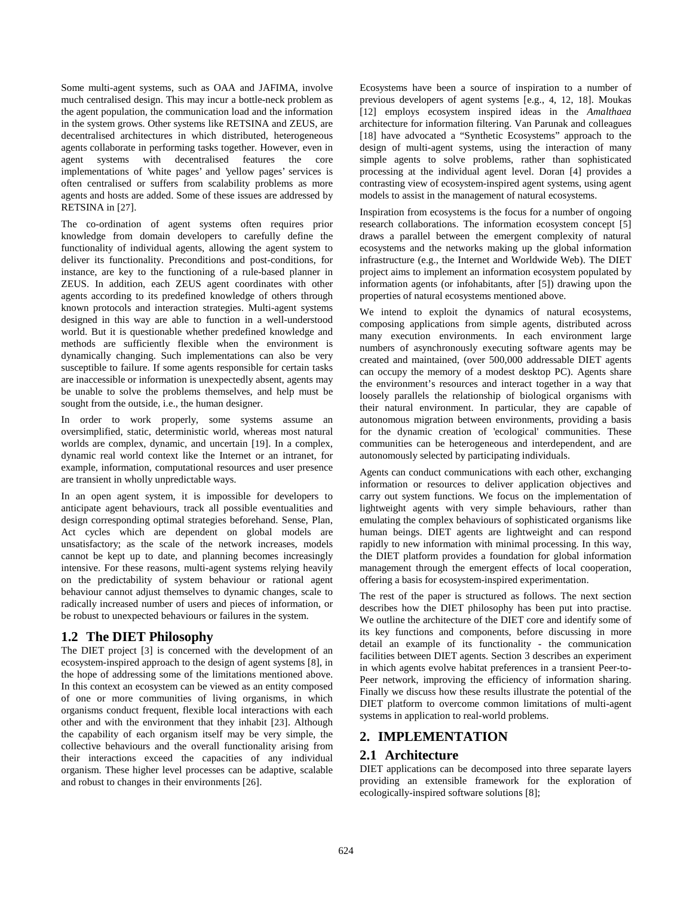Some multi-agent systems, such as OAA and JAFIMA, involve much centralised design. This may incur a bottle-neck problem as the agent population, the communication load and the information in the system grows. Other systems like RETSINA and ZEUS, are decentralised architectures in which distributed, heterogeneous agents collaborate in performing tasks together. However, even in agent systems with decentralised features the core implementations of 'white pages' and 'yellow pages' services is often centralised or suffers from scalability problems as more agents and hosts are added. Some of these issues are addressed by RETSINA in [27].

The co-ordination of agent systems often requires prior knowledge from domain developers to carefully define the functionality of individual agents, allowing the agent system to deliver its functionality. Preconditions and post-conditions, for instance, are key to the functioning of a rule-based planner in ZEUS. In addition, each ZEUS agent coordinates with other agents according to its predefined knowledge of others through known protocols and interaction strategies. Multi-agent systems designed in this way are able to function in a well-understood world. But it is questionable whether predefined knowledge and methods are sufficiently flexible when the environment is dynamically changing. Such implementations can also be very susceptible to failure. If some agents responsible for certain tasks are inaccessible or information is unexpectedly absent, agents may be unable to solve the problems themselves, and help must be sought from the outside, i.e., the human designer.

In order to work properly, some systems assume an oversimplified, static, deterministic world, whereas most natural worlds are complex, dynamic, and uncertain [19]. In a complex, dynamic real world context like the Internet or an intranet, for example, information, computational resources and user presence are transient in wholly unpredictable ways.

In an open agent system, it is impossible for developers to anticipate agent behaviours, track all possible eventualities and design corresponding optimal strategies beforehand. Sense, Plan, Act cycles which are dependent on global models are unsatisfactory; as the scale of the network increases, models cannot be kept up to date, and planning becomes increasingly intensive. For these reasons, multi-agent systems relying heavily on the predictability of system behaviour or rational agent behaviour cannot adjust themselves to dynamic changes, scale to radically increased number of users and pieces of information, or be robust to unexpected behaviours or failures in the system.

## 1.2 The DIET Philosophy

The DIET project [3] is concerned with the development of an ecosystem-inspired approach to the design of agent systems [8], in the hope of addressing some of the limitations mentioned above. In this context an ecosystem can be viewed as an entity composed of one or more communities of living organisms, in which organisms conduct frequent, flexible local interactions with each other and with the environment that they inhabit [23]. Although the capability of each organism itself may be very simple, the collective behaviours and the overall functionality arising from their interactions exceed the capacities of any individual organism. These higher level processes can be adaptive, scalable and robust to changes in their environments [26].

Ecosystems have been a source of inspiration to a number of previous developers of agent systems [e.g., 4, 12, 18]. Moukas [12] employs ecosystem inspired ideas in the *Amalthaea* architecture for information filtering. Van Parunak and colleagues [18] have advocated a "Synthetic Ecosystems" approach to the design of multi-agent systems, using the interaction of many simple agents to solve problems, rather than sophisticated processing at the individual agent level. Doran [4] provides a contrasting view of ecosystem-inspired agent systems, using agent models to assist in the management of natural ecosystems.

Inspiration from ecosystems is the focus for a number of ongoing research collaborations. The information ecosystem concept [5] draws a parallel between the emergent complexity of natural ecosystems and the networks making up the global information infrastructure (e.g., the Internet and Worldwide Web). The DIET project aims to implement an information ecosystem populated by information agents (or infohabitants, after [5]) drawing upon the properties of natural ecosystems mentioned above.

We intend to exploit the dynamics of natural ecosystems, composing applications from simple agents, distributed across many execution environments. In each environment large numbers of asynchronously executing software agents may be created and maintained, (over 500,000 addressable DIET agents can occupy the memory of a modest desktop PC). Agents share the environment's resources and interact together in a way that loosely parallels the relationship of biological organisms with their natural environment. In particular, they are capable of autonomous migration between environments, providing a basis for the dynamic creation of 'ecological' communities. These communities can be heterogeneous and interdependent, and are autonomously selected by participating individuals.

Agents can conduct communications with each other, exchanging information or resources to deliver application objectives and carry out system functions. We focus on the implementation of lightweight agents with very simple behaviours, rather than emulating the complex behaviours of sophisticated organisms like human beings. DIET agents are lightweight and can respond rapidly to new information with minimal processing. In this way, the DIET platform provides a foundation for global information management through the emergent effects of local cooperation, offering a basis for ecosystem-inspired experimentation.

The rest of the paper is structured as follows. The next section describes how the DIET philosophy has been put into practise. We outline the architecture of the DIET core and identify some of its key functions and components, before discussing in more detail an example of its functionality - the communication facilities between DIET agents. Section 3 describes an experiment in which agents evolve habitat preferences in a transient Peer-to-Peer network, improving the efficiency of information sharing. Finally we discuss how these results illustrate the potential of the DIET platform to overcome common limitations of multi-agent systems in application to real-world problems.

# 2. IMPLEMENTATION

## 2.1 Architecture

DIET applications can be decomposed into three separate layers providing an extensible framework for the exploration of ecologically-inspired software solutions [8];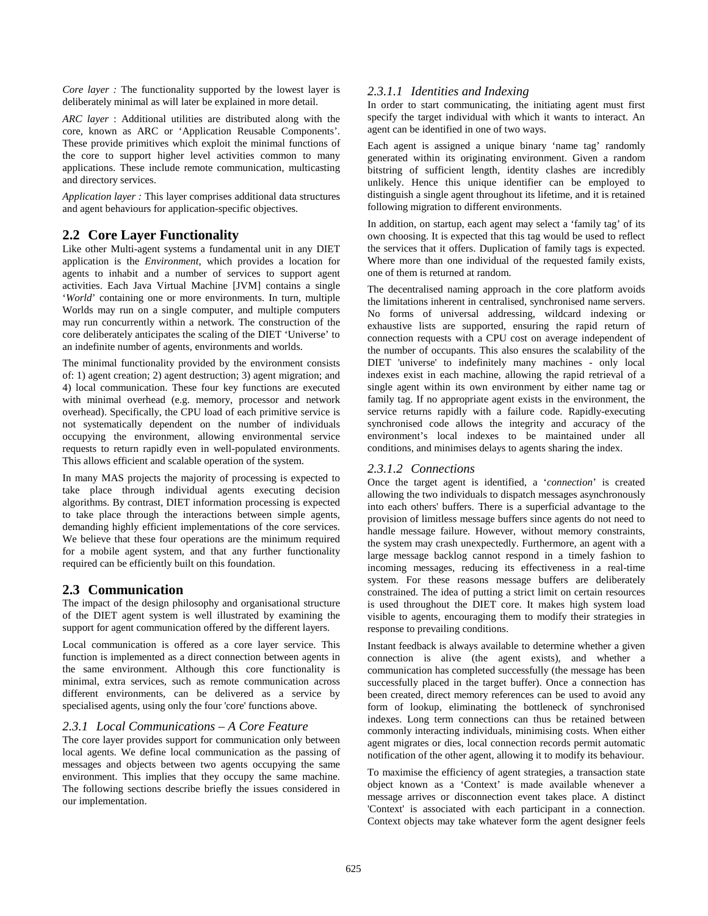*Core layer :* The functionality supported by the lowest layer is deliberately minimal as will later be explained in more detail.

*ARC layer* : Additional utilities are distributed along with the core, known as ARC or 'Application Reusable Components'. These provide primitives which exploit the minimal functions of the core to support higher level activities common to many applications. These include remote communication, multicasting and directory services.

*Application layer :* This layer comprises additional data structures and agent behaviours for application-specific objectives.

## 2.2 Core Layer Functionality

Like other Multi-agent systems a fundamental unit in any DIET application is the *Environment*, which provides a location for agents to inhabit and a number of services to support agent activities. Each Java Virtual Machine [JVM] contains a single '*World*' containing one or more environments. In turn, multiple Worlds may run on a single computer, and multiple computers may run concurrently within a network. The construction of the core deliberately anticipates the scaling of the DIET 'Universe' to an indefinite number of agents, environments and worlds.

The minimal functionality provided by the environment consists of: 1) agent creation; 2) agent destruction; 3) agent migration; and 4) local communication. These four key functions are executed with minimal overhead (e.g. memory, processor and network overhead). Specifically, the CPU load of each primitive service is not systematically dependent on the number of individuals occupying the environment, allowing environmental service requests to return rapidly even in well-populated environments. This allows efficient and scalable operation of the system.

In many MAS projects the majority of processing is expected to take place through individual agents executing decision algorithms. By contrast, DIET information processing is expected to take place through the interactions between simple agents, demanding highly efficient implementations of the core services. We believe that these four operations are the minimum required for a mobile agent system, and that any further functionality required can be efficiently built on this foundation.

## 2.3 Communication

The impact of the design philosophy and organisational structure of the DIET agent system is well illustrated by examining the support for agent communication offered by the different layers.

Local communication is offered as a core layer service. This function is implemented as a direct connection between agents in the same environment. Although this core functionality is minimal, extra services, such as remote communication across different environments, can be delivered as a service by specialised agents, using only the four 'core' functions above.

### *2.3.1 Local Communications – A Core Feature*

The core layer provides support for communication only between local agents. We define local communication as the passing of messages and objects between two agents occupying the same environment. This implies that they occupy the same machine. The following sections describe briefly the issues considered in our implementation.

#### *2.3.1.1 Identities and Indexing*

In order to start communicating, the initiating agent must first specify the target individual with which it wants to interact. An agent can be identified in one of two ways.

Each agent is assigned a unique binary 'name tag' randomly generated within its originating environment. Given a random bitstring of sufficient length, identity clashes are incredibly unlikely. Hence this unique identifier can be employed to distinguish a single agent throughout its lifetime, and it is retained following migration to different environments.

In addition, on startup, each agent may select a 'family tag' of its own choosing. It is expected that this tag would be used to reflect the services that it offers. Duplication of family tags is expected. Where more than one individual of the requested family exists, one of them is returned at random.

The decentralised naming approach in the core platform avoids the limitations inherent in centralised, synchronised name servers. No forms of universal addressing, wildcard indexing or exhaustive lists are supported, ensuring the rapid return of connection requests with a CPU cost on average independent of the number of occupants. This also ensures the scalability of the DIET 'universe' to indefinitely many machines - only local indexes exist in each machine, allowing the rapid retrieval of a single agent within its own environment by either name tag or family tag. If no appropriate agent exists in the environment, the service returns rapidly with a failure code. Rapidly-executing synchronised code allows the integrity and accuracy of the environment's local indexes to be maintained under all conditions, and minimises delays to agents sharing the index.

#### *2.3.1.2 Connections*

Once the target agent is identified, a '*connection*' is created allowing the two individuals to dispatch messages asynchronously into each others' buffers. There is a superficial advantage to the provision of limitless message buffers since agents do not need to handle message failure. However, without memory constraints, the system may crash unexpectedly. Furthermore, an agent with a large message backlog cannot respond in a timely fashion to incoming messages, reducing its effectiveness in a real-time system. For these reasons message buffers are deliberately constrained. The idea of putting a strict limit on certain resources is used throughout the DIET core. It makes high system load visible to agents, encouraging them to modify their strategies in response to prevailing conditions.

Instant feedback is always available to determine whether a given connection is alive (the agent exists), and whether a communication has completed successfully (the message has been successfully placed in the target buffer). Once a connection has been created, direct memory references can be used to avoid any form of lookup, eliminating the bottleneck of synchronised indexes. Long term connections can thus be retained between commonly interacting individuals, minimising costs. When either agent migrates or dies, local connection records permit automatic notification of the other agent, allowing it to modify its behaviour.

To maximise the efficiency of agent strategies, a transaction state object known as a 'Context' is made available whenever a message arrives or disconnection event takes place. A distinct 'Context' is associated with each participant in a connection. Context objects may take whatever form the agent designer feels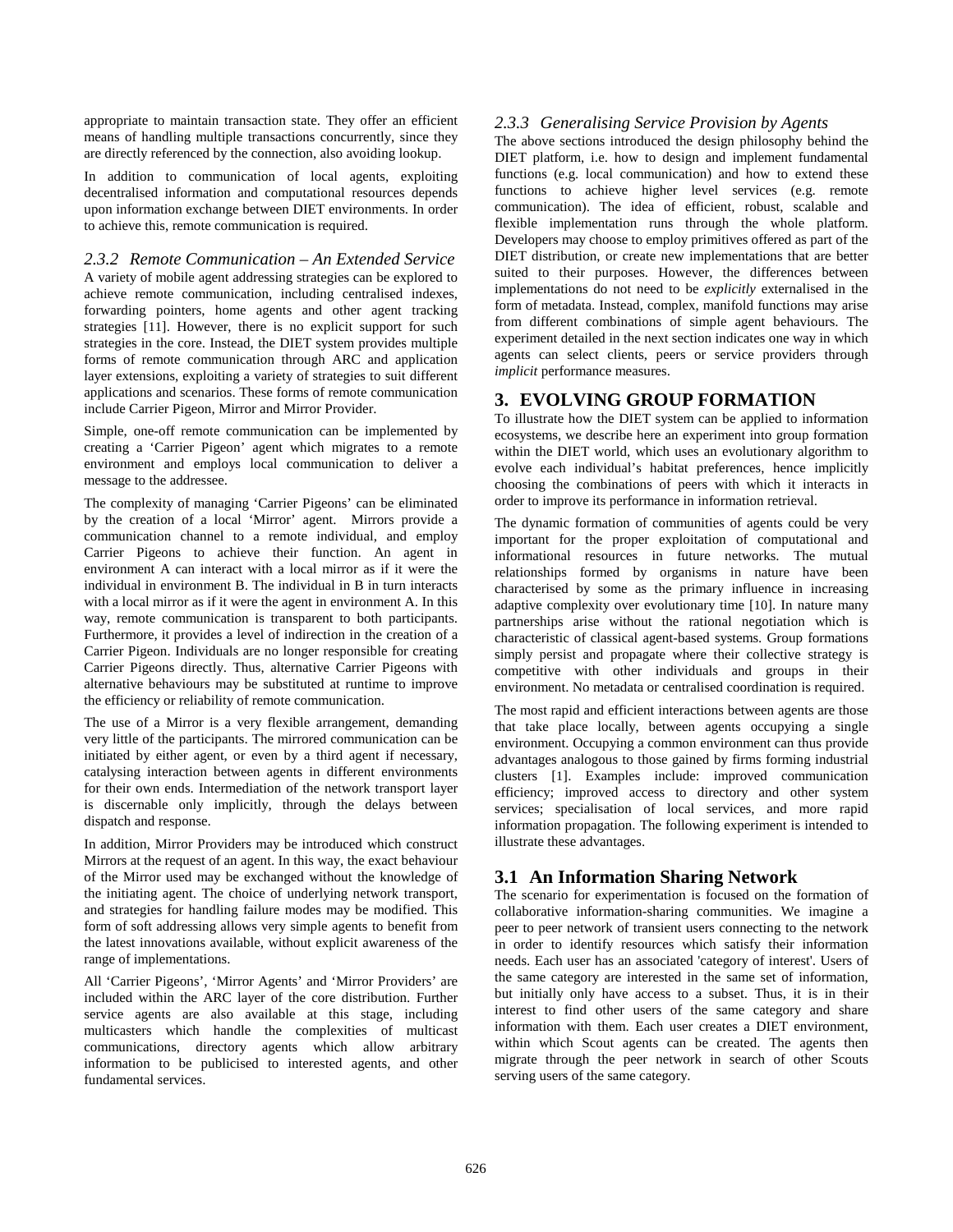appropriate to maintain transaction state. They offer an efficient means of handling multiple transactions concurrently, since they are directly referenced by the connection, also avoiding lookup.

In addition to communication of local agents, exploiting decentralised information and computational resources depends upon information exchange between DIET environments. In order to achieve this, remote communication is required.

### 2.3.2 Remote Communication – An Extended Service

A variety of mobile agent addressing strategies can be explored to achieve remote communication, including centralised indexes, forwarding pointers, home agents and other agent tracking strategies [11]. However, there is no explicit support for such strategies in the core. Instead, the DIET system provides multiple forms of remote communication through ARC and application layer extensions, exploiting a variety of strategies to suit different applications and scenarios. These forms of remote communication include Carrier Pigeon, Mirror and Mirror Provider.

Simple, one-off remote communication can be implemented by creating a 'Carrier Pigeon' agent which migrates to a remote environment and employs local communication to deliver a message to the addressee.

The complexity of managing 'Carrier Pigeons' can be eliminated by the creation of a local 'Mirror' agent. Mirrors provide a communication channel to a remote individual, and employ Carrier Pigeons to achieve their function. An agent in environment A can interact with a local mirror as if it were the individual in environment B. The individual in B in turn interacts with a local mirror as if it were the agent in environment A. In this way, remote communication is transparent to both participants. Furthermore, it provides a level of indirection in the creation of a Carrier Pigeon. Individuals are no longer responsible for creating Carrier Pigeons directly. Thus, alternative Carrier Pigeons with alternative behaviours may be substituted at runtime to improve the efficiency or reliability of remote communication.

The use of a Mirror is a very flexible arrangement, demanding very little of the participants. The mirrored communication can be initiated by either agent, or even by a third agent if necessary, catalysing interaction between agents in different environments for their own ends. Intermediation of the network transport layer is discernable only implicitly, through the delays between dispatch and response.

In addition, Mirror Providers may be introduced which construct Mirrors at the request of an agent. In this way, the exact behaviour of the Mirror used may be exchanged without the knowledge of the initiating agent. The choice of underlying network transport, and strategies for handling failure modes may be modified. This form of soft addressing allows very simple agents to benefit from the latest innovations available, without explicit awareness of the range of implementations.

All 'Carrier Pigeons', 'Mirror Agents' and 'Mirror Providers' are included within the ARC layer of the core distribution. Further service agents are also available at this stage, including multicasters which handle the complexities of multicast communications, directory agents which allow arbitrary information to be publicised to interested agents, and other fundamental services.

### 2.3.3 Generalising Service Provision by Agents

The above sections introduced the design philosophy behind the DIET platform, i.e. how to design and implement fundamental functions (e.g. local communication) and how to extend these functions to achieve higher level services (e.g. remote communication). The idea of efficient, robust, scalable and flexible implementation runs through the whole platform. Developers may choose to employ primitives offered as part of the DIET distribution, or create new implementations that are better suited to their purposes. However, the differences between implementations do not need to be *explicitly* externalised in the form of metadata. Instead, complex, manifold functions may arise from different combinations of simple agent behaviours. The experiment detailed in the next section indicates one way in which agents can select clients, peers or service providers through *implicit* performance measures.

# 3. EVOLVING GROUP FORMATION

To illustrate how the DIET system can be applied to information ecosystems, we describe here an experiment into group formation within the DIET world, which uses an evolutionary algorithm to evolve each individual's habitat preferences, hence implicitly choosing the combinations of peers with which it interacts in order to improve its performance in information retrieval.

The dynamic formation of communities of agents could be very important for the proper exploitation of computational and informational resources in future networks. The mutual relationships formed by organisms in nature have been characterised by some as the primary influence in increasing adaptive complexity over evolutionary time [10]. In nature many partnerships arise without the rational negotiation which is characteristic of classical agent-based systems. Group formations simply persist and propagate where their collective strategy is competitive with other individuals and groups in their environment. No metadata or centralised coordination is required.

The most rapid and efficient interactions between agents are those that take place locally, between agents occupying a single environment. Occupying a common environment can thus provide advantages analogous to those gained by firms forming industrial clusters [1]. Examples include: improved communication efficiency; improved access to directory and other system services; specialisation of local services, and more rapid information propagation. The following experiment is intended to illustrate these advantages.

## 3.1 An Information Sharing Network

The scenario for experimentation is focused on the formation of collaborative information-sharing communities. We imagine a peer to peer network of transient users connecting to the network in order to identify resources which satisfy their information needs. Each user has an associated 'category of interest'. Users of the same category are interested in the same set of information, but initially only have access to a subset. Thus, it is in their interest to find other users of the same category and share information with them. Each user creates a DIET environment, within which Scout agents can be created. The agents then migrate through the peer network in search of other Scouts serving users of the same category.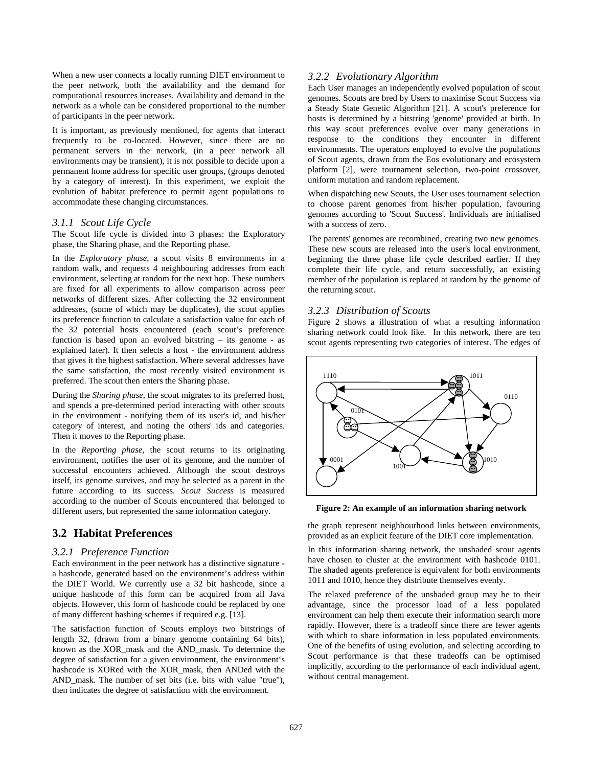When a new user connects a locally running DIET environment to the peer network, both the availability and the demand for computational resources increases. Availability and demand in the network as a whole can be considered proportional to the number of participants in the peer network.

It is important, as previously mentioned, for agents that interact frequently to be co-located. However, since there are no permanent servers in the network, (in a peer network all environments may be transient), it is not possible to decide upon a permanent home address for specific user groups, (groups denoted by a category of interest). In this experiment, we exploit the evolution of habitat preference to permit agent populations to accommodate these changing circumstances.

### *3.1.1 Scout Life Cycle*

The Scout life cycle is divided into 3 phases: the Exploratory phase, the Sharing phase, and the Reporting phase.

In the *Exploratory phase*, a scout visits 8 environments in a random walk, and requests 4 neighbouring addresses from each environment, selecting at random for the next hop. These numbers are fixed for all experiments to allow comparison across peer networks of different sizes. After collecting the 32 environment addresses, (some of which may be duplicates), the scout applies its preference function to calculate a satisfaction value for each of the 32 potential hosts encountered (each scout's preference function is based upon an evolved bitstring – its genome - as explained later). It then selects a host - the environment address that gives it the highest satisfaction. Where several addresses have the same satisfaction, the most recently visited environment is preferred. The scout then enters the Sharing phase.

During the *Sharing phase*, the scout migrates to its preferred host, and spends a pre-determined period interacting with other scouts in the environment - notifying them of its user's id, and his/her category of interest, and noting the others' ids and categories. Then it moves to the Reporting phase.

In the *Reporting phase*, the scout returns to its originating environment, notifies the user of its genome, and the number of successful encounters achieved. Although the scout destroys itself, its genome survives, and may be selected as a parent in the future according to its success. *Scout Success* is measured according to the number of Scouts encountered that belonged to different users, but represented the same information category.

## 3.2 Habitat Preferences

### *3.2.1 Preference Function*

Each environment in the peer network has a distinctive signature - a hashcode, generated based on the environment's address within the DIET World. We currently use a 32 bit hashcode, since a unique hashcode of this form can be acquired from all Java objects. However, this form of hashcode could be replaced by one of many different hashing schemes if required e.g. [13].

The satisfaction function of Scouts employs two bitstrings of length 32, (drawn from a binary genome containing 64 bits), known as the XOR_mask and the AND_mask. To determine the degree of satisfaction for a given environment, the environment's hashcode is XORed with the XOR_mask, then ANDed with the AND_mask. The number of set bits (i.e. bits with value "true"), then indicates the degree of satisfaction with the environment.

### *3.2.2 Evolutionary Algorithm*

Each User manages an independently evolved population of scout genomes. Scouts are bred by Users to maximise Scout Success via a Steady State Genetic Algorithm [21]. A scout's preference for hosts is determined by a bitstring 'genome' provided at birth. In this way scout preferences evolve over many generations in response to the conditions they encounter in different environments. The operators employed to evolve the populations of Scout agents, drawn from the Eos evolutionary and ecosystem platform [2], were tournament selection, two-point crossover, uniform mutation and random replacement.

When dispatching new Scouts, the User uses tournament selection to choose parent genomes from his/her population, favouring genomes according to 'Scout Success'. Individuals are initialised with a success of zero.

The parents' genomes are recombined, creating two new genomes. These new scouts are released into the user's local environment, beginning the three phase life cycle described earlier. If they complete their life cycle, and return successfully, an existing member of the population is replaced at random by the genome of the returning scout.

### *3.2.3 Distribution of Scouts*

Figure 2 shows a illustration of what a resulting information sharing network could look like. In this network, there are ten scout agents representing two categories of interest. The edges of the graph represent neighbourhood links between environments, provided as an explicit feature of the DIET core implementation.

**Figure 2: An example of an information sharing network**

In this information sharing network, the unshaded scout agents have chosen to cluster at the environment with hashcode 0101. The shaded agents preference is equivalent for both environments 1011 and 1010, hence they distribute themselves evenly.

The relaxed preference of the unshaded group may be to their advantage, since the processor load of a less populated environment can help them execute their information search more rapidly. However, there is a tradeoff since there are fewer agents with which to share information in less populated environments. One of the benefits of using evolution, and selecting according to Scout performance is that these tradeoffs can be optimised implicitly, according to the performance of each individual agent, without central management.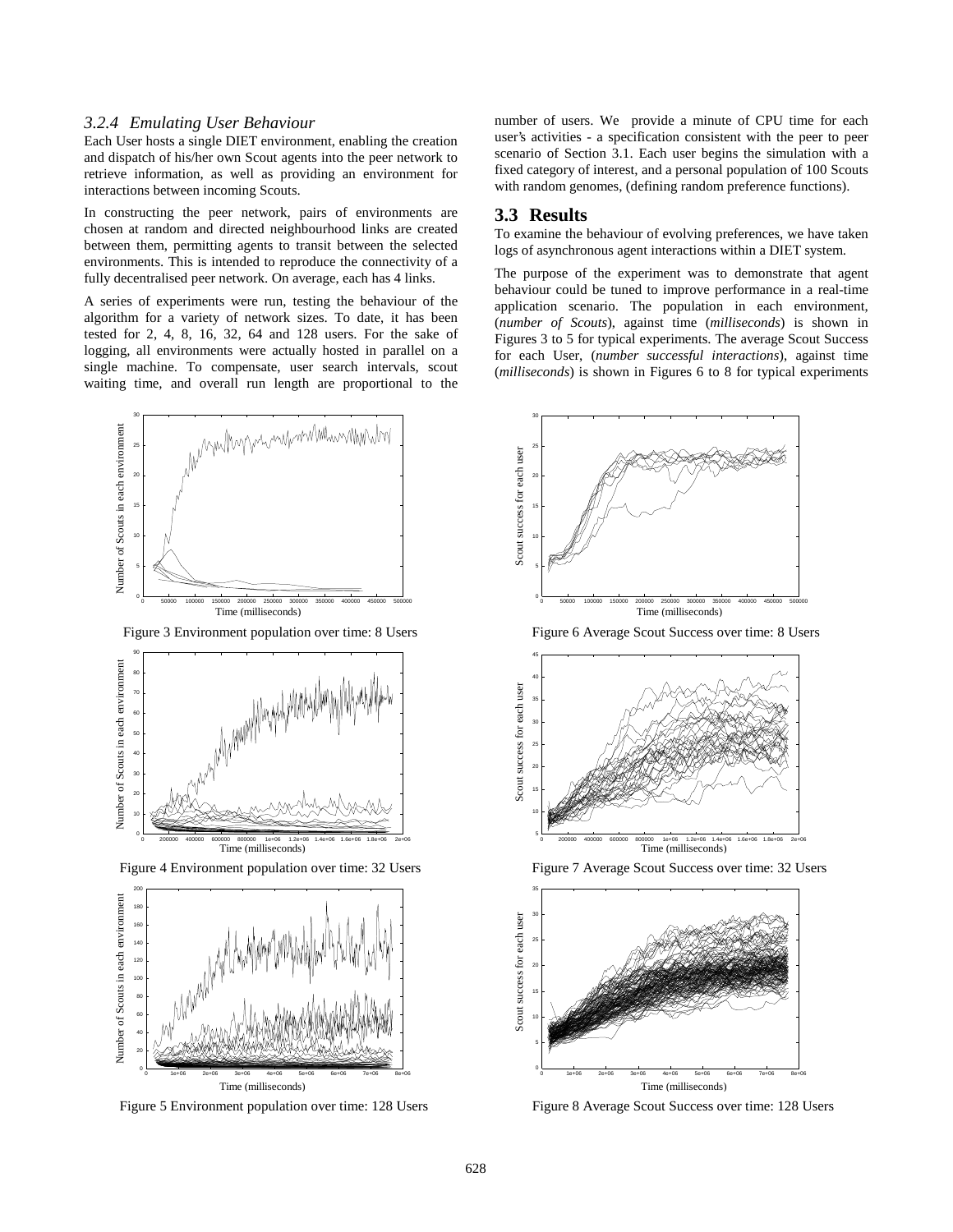### 3.2.4 Emulating User Behaviour

Each User hosts a single DIET environment, enabling the creation and dispatch of his/her own Scout agents into the peer network to retrieve information, as well as providing an environment for interactions between incoming Scouts.

In constructing the peer network, pairs of environments are chosen at random and directed neighbourhood links are created between them, permitting agents to transit between the selected environments. This is intended to reproduce the connectivity of a fully decentralised peer network. On average, each has 4 links.

A series of experiments were run, testing the behaviour of the algorithm for a variety of network sizes. To date, it has been tested for 2, 4, 8, 16, 32, 64 and 128 users. For the sake of logging, all environments were actually hosted in parallel on a single machine. To compensate, user search intervals, scout waiting time, and overall run length are proportional to the number of users. We provide a minute of CPU time for each user's activities - a specification consistent with the peer to peer scenario of Section 3.1. Each user begins the simulation with a fixed category of interest, and a personal population of 100 Scouts with random genomes, (defining random preference functions).

## 3.3 Results

To examine the behaviour of evolving preferences, we have taken logs of asynchronous agent interactions within a DIET system.

The purpose of the experiment was to demonstrate that agent behaviour could be tuned to improve performance in a real-time application scenario. The population in each environment, (*number of Scouts*), against time (*milliseconds*) is shown in Figures 3 to 5 for typical experiments. The average Scout Success for each User, (*number successful interactions*), against time (*milliseconds*) is shown in Figures 6 to 8 for typical experiments

Figure 3 Environment population over time: 8 Users

Figure 4 Environment population over time: 32 Users

Figure 5 Environment population over time: 128 Users

Figure 6 Average Scout Success over time: 8 Users

Figure 7 Average Scout Success over time: 32 Users

Figure 8 Average Scout Success over time: 128 Users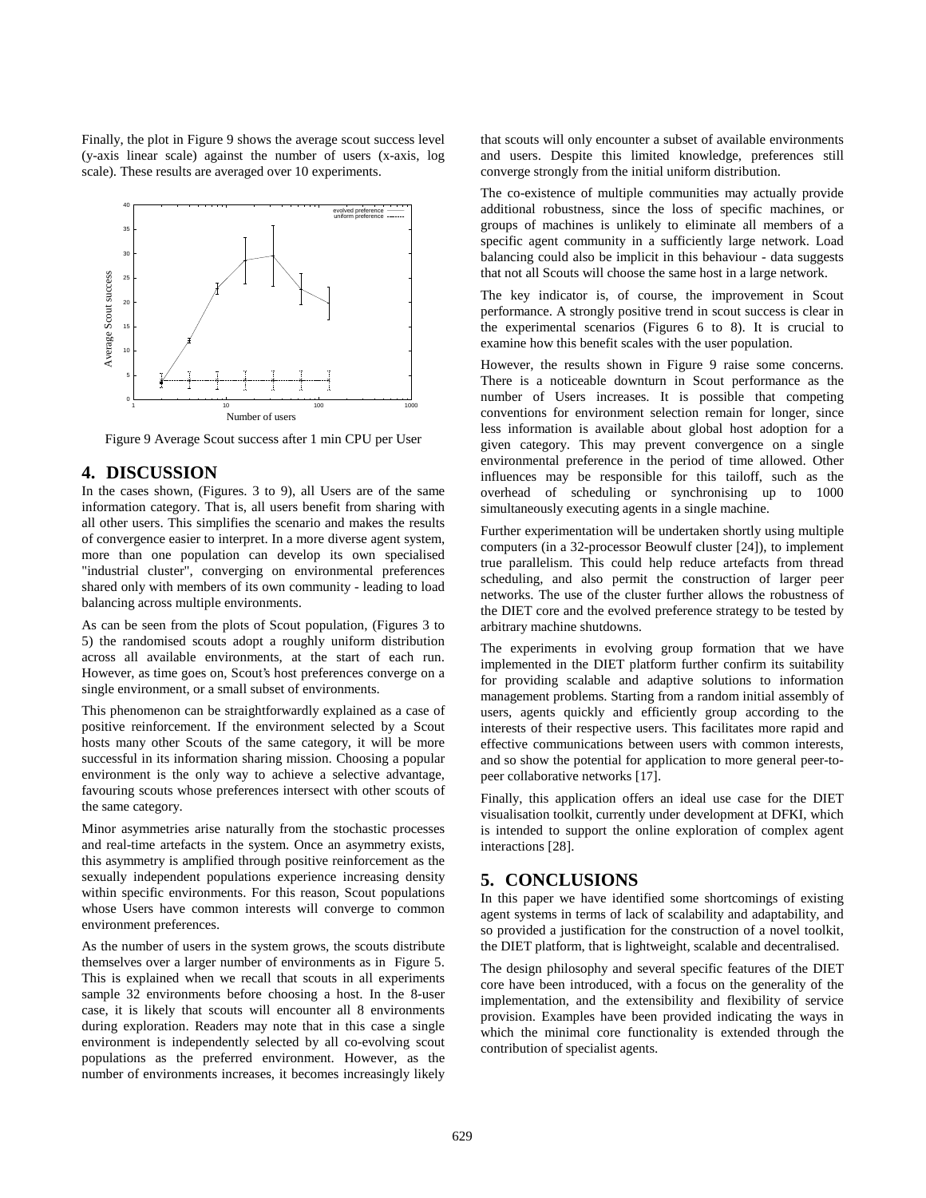Finally, the plot in Figure 9 shows the average scout success level (y-axis linear scale) against the number of users (x-axis, log scale). These results are averaged over 10 experiments.

Figure 9 Average Scout success after 1 min CPU per User

## 4. DISCUSSION

In the cases shown, (Figures. 3 to 9), all Users are of the same information category. That is, all users benefit from sharing with all other users. This simplifies the scenario and makes the results of convergence easier to interpret. In a more diverse agent system, more than one population can develop its own specialised "industrial cluster", converging on environmental preferences shared only with members of its own community - leading to load balancing across multiple environments.

As can be seen from the plots of Scout population, (Figures 3 to 5) the randomised scouts adopt a roughly uniform distribution across all available environments, at the start of each run. However, as time goes on, Scout's host preferences converge on a single environment, or a small subset of environments.

This phenomenon can be straightforwardly explained as a case of positive reinforcement. If the environment selected by a Scout hosts many other Scouts of the same category, it will be more successful in its information sharing mission. Choosing a popular environment is the only way to achieve a selective advantage, favouring scouts whose preferences intersect with other scouts of the same category.

Minor asymmetries arise naturally from the stochastic processes and real-time artefacts in the system. Once an asymmetry exists, this asymmetry is amplified through positive reinforcement as the sexually independent populations experience increasing density within specific environments. For this reason, Scout populations whose Users have common interests will converge to common environment preferences.

As the number of users in the system grows, the scouts distribute themselves over a larger number of environments as in Figure 5. This is explained when we recall that scouts in all experiments sample 32 environments before choosing a host. In the 8-user case, it is likely that scouts will encounter all 8 environments during exploration. Readers may note that in this case a single environment is independently selected by all co-evolving scout populations as the preferred environment. However, as the number of environments increases, it becomes increasingly likely that scouts will only encounter a subset of available environments and users. Despite this limited knowledge, preferences still converge strongly from the initial uniform distribution.

The co-existence of multiple communities may actually provide additional robustness, since the loss of specific machines, or groups of machines is unlikely to eliminate all members of a specific agent community in a sufficiently large network. Load balancing could also be implicit in this behaviour - data suggests that not all Scouts will choose the same host in a large network.

The key indicator is, of course, the improvement in Scout performance. A strongly positive trend in scout success is clear in the experimental scenarios (Figures 6 to 8). It is crucial to examine how this benefit scales with the user population.

However, the results shown in Figure 9 raise some concerns. There is a noticeable downturn in Scout performance as the number of Users increases. It is possible that competing conventions for environment selection remain for longer, since less information is available about global host adoption for a given category. This may prevent convergence on a single environmental preference in the period of time allowed. Other influences may be responsible for this tailoff, such as the overhead of scheduling or synchronising up to 1000 simultaneously executing agents in a single machine.

Further experimentation will be undertaken shortly using multiple computers (in a 32-processor Beowulf cluster [24]), to implement true parallelism. This could help reduce artefacts from thread scheduling, and also permit the construction of larger peer networks. The use of the cluster further allows the robustness of the DIET core and the evolved preference strategy to be tested by arbitrary machine shutdowns.

The experiments in evolving group formation that we have implemented in the DIET platform further confirm its suitability for providing scalable and adaptive solutions to information management problems. Starting from a random initial assembly of users, agents quickly and efficiently group according to the interests of their respective users. This facilitates more rapid and effective communications between users with common interests, and so show the potential for application to more general peer-to-peer collaborative networks [17].

Finally, this application offers an ideal use case for the DIET visualisation toolkit, currently under development at DFKI, which is intended to support the online exploration of complex agent interactions [28].

## 5. CONCLUSIONS

In this paper we have identified some shortcomings of existing agent systems in terms of lack of scalability and adaptability, and so provided a justification for the construction of a novel toolkit, the DIET platform, that is lightweight, scalable and decentralised.

The design philosophy and several specific features of the DIET core have been introduced, with a focus on the generality of the implementation, and the extensibility and flexibility of service provision. Examples have been provided indicating the ways in which the minimal core functionality is extended through the contribution of specialist agents.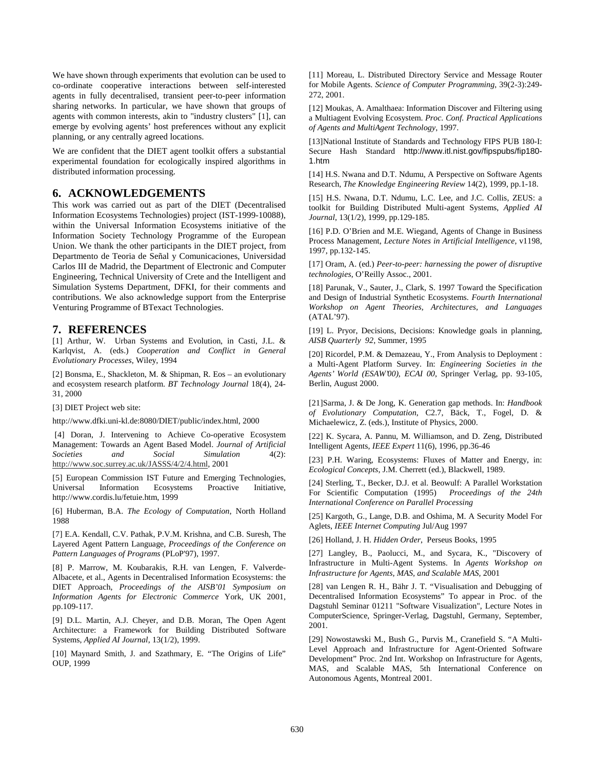We have shown through experiments that evolution can be used to co-ordinate cooperative interactions between self-interested agents in fully decentralised, transient peer-to-peer information sharing networks. In particular, we have shown that groups of agents with common interests, akin to "industry clusters" [1], can emerge by evolving agents' host preferences without any explicit planning, or any centrally agreed locations.

We are confident that the DIET agent toolkit offers a substantial experimental foundation for ecologically inspired algorithms in distributed information processing.

## 6. ACKNOWLEDGEMENTS

This work was carried out as part of the DIET (Decentralised Information Ecosystems Technologies) project (IST-1999-10088), within the Universal Information Ecosystems initiative of the Information Society Technology Programme of the European Union. We thank the other participants in the DIET project, from Departmento de Teoria de Señal y Comunicaciones, Universidad Carlos III de Madrid, the Department of Electronic and Computer Engineering, Technical University of Crete and the Intelligent and Simulation Systems Department, DFKI, for their comments and contributions. We also acknowledge support from the Enterprise Venturing Programme of BTexact Technologies.

## 7. REFERENCES

[1] Arthur, W. Urban Systems and Evolution, in Casti, J.L. & Karlqvist, A. (eds.) *Cooperation and Conflict in General Evolutionary Processes*, Wiley, 1994

[2] Bonsma, E., Shackleton, M. & Shipman, R. Eos – an evolutionary and ecosystem research platform. *BT Technology Journal* 18(4), 24-31, 2000

[3] DIET Project web site:

http://www.dfki.uni-kl.de:8080/DIET/public/index.html, 2000

[4] Doran, J. Intervening to Achieve Co-operative Ecosystem Management: Towards an Agent Based Model. *Journal of Artificial Societies and Social Simulation* 4(2): http://www.soc.surrey.ac.uk/JASSS/4/2/4.html, 2001

[5] European Commission IST Future and Emerging Technologies, Universal Information Ecosystems Proactive Initiative, http://www.cordis.lu/fetuie.htm, 1999

[6] Huberman, B.A. *The Ecology of Computation*, North Holland 1988

[7] E.A. Kendall, C.V. Pathak, P.V.M. Krishna, and C.B. Suresh, The Layered Agent Pattern Language, *Proceedings of the Conference on Pattern Languages of Programs* (PLoP'97), 1997.

[8] P. Marrow, M. Koubarakis, R.H. van Lengen, F. Valverde-Albacete, et al., Agents in Decentralised Information Ecosystems: the DIET Approach, *Proceedings of the AISB'01 Symposium on Information Agents for Electronic Commerce* York, UK 2001, pp.109-117.

[9] D.L. Martin, A.J. Cheyer, and D.B. Moran, The Open Agent Architecture: a Framework for Building Distributed Software Systems, *Applied AI Journal*, 13(1/2), 1999.

[10] Maynard Smith, J. and Szathmary, E. "The Origins of Life" OUP, 1999

[11] Moreau, L. Distributed Directory Service and Message Router for Mobile Agents. *Science of Computer Programming*, 39(2-3):249-272, 2001.

[12] Moukas, A. Amalthaea: Information Discover and Filtering using a Multiagent Evolving Ecosystem. *Proc. Conf. Practical Applications of Agents and MultiAgent Technology*, 1997.

[13]National Institute of Standards and Technology FIPS PUB 180-I: Secure Hash Standard http://www.itl.nist.gov/fipspubs/fip180-1.htm

[14] H.S. Nwana and D.T. Ndumu, A Perspective on Software Agents Research, *The Knowledge Engineering Review* 14(2), 1999, pp.1-18.

[15] H.S. Nwana, D.T. Ndumu, L.C. Lee, and J.C. Collis, ZEUS: a toolkit for Building Distributed Multi-agent Systems, *Applied AI Journal*, 13(1/2), 1999, pp.129-185.

[16] P.D. O'Brien and M.E. Wiegand, Agents of Change in Business Process Management, *Lecture Notes in Artificial Intelligence*, v1198, 1997, pp.132-145.

[17] Oram, A. (ed.) *Peer-to-peer: harnessing the power of disruptive technologies*, O'Reilly Assoc., 2001.

[18] Parunak, V., Sauter, J., Clark, S. 1997 Toward the Specification and Design of Industrial Synthetic Ecosystems. *Fourth International Workshop on Agent Theories, Architectures, and Languages* (ATAL'97).

[19] L. Pryor, Decisions, Decisions: Knowledge goals in planning, *AISB Quarterly 92*, Summer, 1995

[20] Ricordel, P.M. & Demazeau, Y., From Analysis to Deployment : a Multi-Agent Platform Survey. In: *Engineering Societies in the Agents' World (ESAW'00), ECAI 00*, Springer Verlag, pp. 93-105, Berlin, August 2000.

[21]Sarma, J. & De Jong, K. Generation gap methods. In: *Handbook of Evolutionary Computation*, C2.7, Bäck, T., Fogel, D. & Michaelewicz, Z. (eds.), Institute of Physics, 2000.

[22] K. Sycara, A. Pannu, M. Williamson, and D. Zeng, Distributed Intelligent Agents, *IEEE Expert* 11(6), 1996, pp.36-46

[23] P.H. Waring, Ecosystems: Fluxes of Matter and Energy, in: *Ecological Concepts*, J.M. Cherrett (ed.), Blackwell, 1989.

[24] Sterling, T., Becker, D.J. et al. Beowulf: A Parallel Workstation For Scientific Computation (1995) *Proceedings of the 24th International Conference on Parallel Processing*

[25] Kargoth, G., Lange, D.B. and Oshima, M. A Security Model For Aglets, *IEEE Internet Computing* Jul/Aug 1997

[26] Holland, J. H. *Hidden Order*, Perseus Books, 1995

[27] Langley, B., Paolucci, M., and Sycara, K., "Discovery of Infrastructure in Multi-Agent Systems. In *Agents Workshop on Infrastructure for Agents, MAS, and Scalable MAS*, 2001

[28] van Lengen R. H., Bähr J. T. "Visualisation and Debugging of Decentralised Information Ecosystems" To appear in Proc. of the Dagstuhl Seminar 01211 "Software Visualization", Lecture Notes in ComputerScience, Springer-Verlag, Dagstuhl, Germany, September, 2001.

[29] Nowostawski M., Bush G., Purvis M., Cranefield S. "A Multi-Level Approach and Infrastructure for Agent-Oriented Software Development" Proc. 2nd Int. Workshop on Infrastructure for Agents, MAS, and Scalable MAS, 5th International Conference on Autonomous Agents, Montreal 2001.